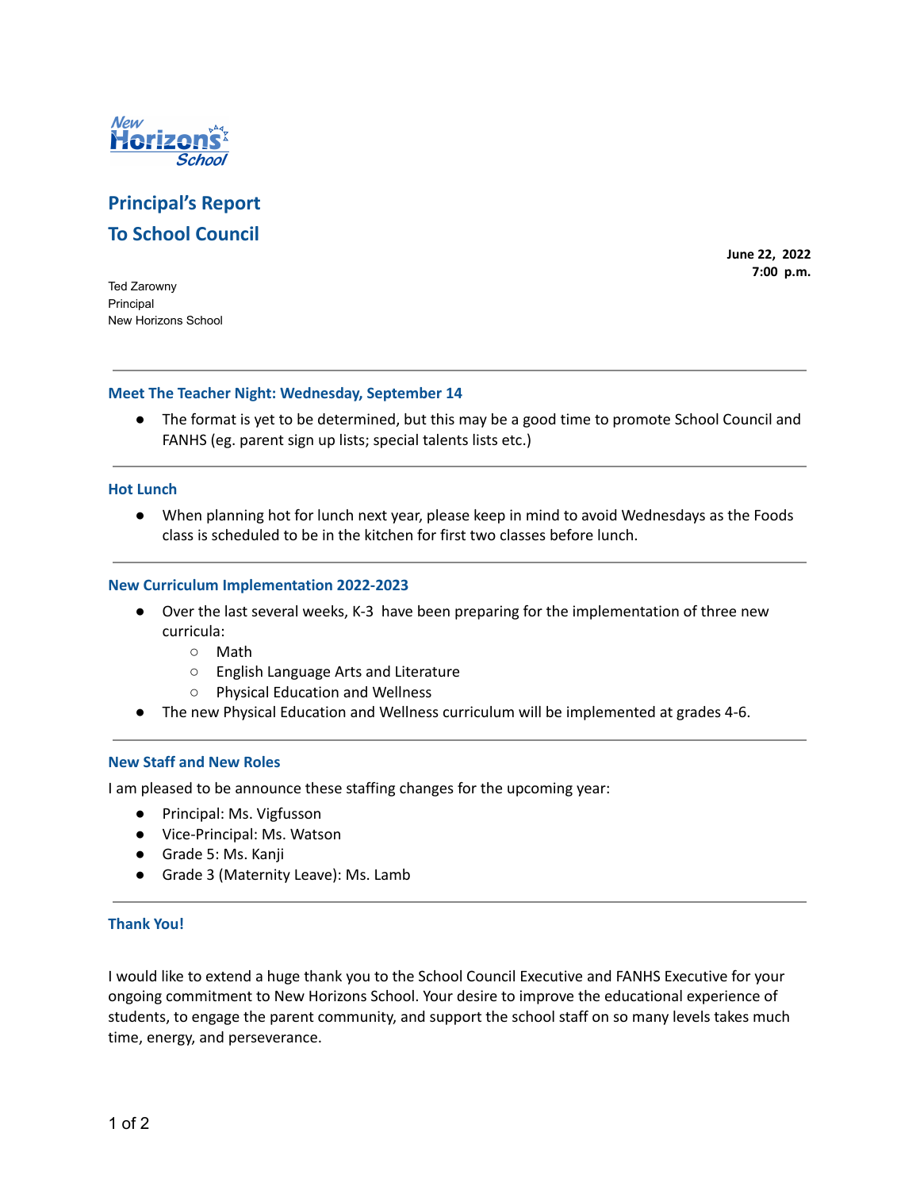New Horizons School

# Principal's Report
# To School Council

**June 22, 2022**
**7:00 p.m.**

Ted Zarowny
Principal
New Horizons School

---

### Meet The Teacher Night: Wednesday, September 14

- The format is yet to be determined, but this may be a good time to promote School Council and FANHS (eg. parent sign up lists; special talents lists etc.)

---

### Hot Lunch

- When planning hot for lunch next year, please keep in mind to avoid Wednesdays as the Foods class is scheduled to be in the kitchen for first two classes before lunch.

---

### New Curriculum Implementation 2022-2023

- Over the last several weeks, K-3 have been preparing for the implementation of three new curricula:
  - Math
  - English Language Arts and Literature
  - Physical Education and Wellness
- The new Physical Education and Wellness curriculum will be implemented at grades 4-6.

---

### New Staff and New Roles

I am pleased to be announce these staffing changes for the upcoming year:

- Principal: Ms. Vigfusson
- Vice-Principal: Ms. Watson
- Grade 5: Ms. Kanji
- Grade 3 (Maternity Leave): Ms. Lamb

---

### Thank You!

I would like to extend a huge thank you to the School Council Executive and FANHS Executive for your ongoing commitment to New Horizons School. Your desire to improve the educational experience of students, to engage the parent community, and support the school staff on so many levels takes much time, energy, and perseverance.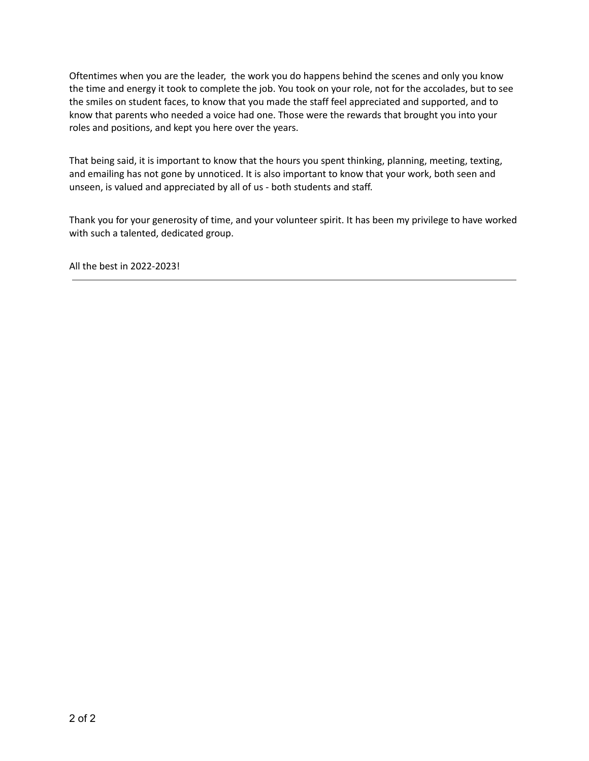Oftentimes when you are the leader,  the work you do happens behind the scenes and only you know the time and energy it took to complete the job. You took on your role, not for the accolades, but to see the smiles on student faces, to know that you made the staff feel appreciated and supported, and to know that parents who needed a voice had one. Those were the rewards that brought you into your roles and positions, and kept you here over the years.

That being said, it is important to know that the hours you spent thinking, planning, meeting, texting, and emailing has not gone by unnoticed. It is also important to know that your work, both seen and unseen, is valued and appreciated by all of us - both students and staff.

Thank you for your generosity of time, and your volunteer spirit. It has been my privilege to have worked with such a talented, dedicated group.

All the best in 2022-2023!

---